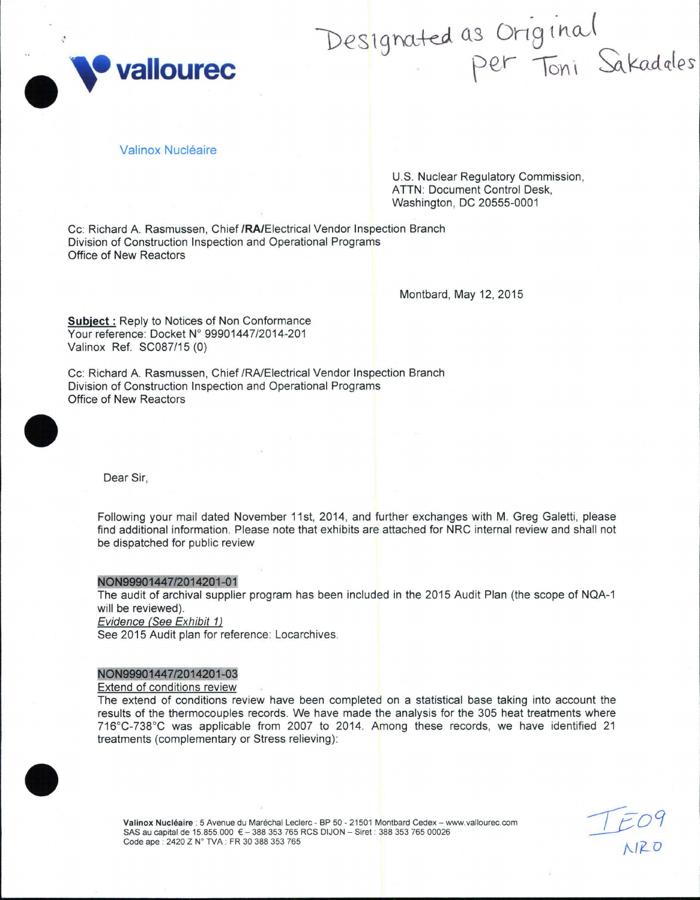Designated as Original per Toni Sakaddes

vallourec

Valinox Nucléaire

U.S. Nuclear Regulatory Commission,
ATTN: Document Control Desk,
Washington, DC 20555-0001

Cc: Richard A. Rasmussen, Chief **/RA/**Electrical Vendor Inspection Branch
Division of Construction Inspection and Operational Programs
Office of New Reactors

Montbard, May 12, 2015

**Subject :** Reply to Notices of Non Conformance
Your reference: Docket N° 99901447/2014-201
Valinox Ref. SC087/15 (0)

Cc: Richard A. Rasmussen, Chief /RA/Electrical Vendor Inspection Branch
Division of Construction Inspection and Operational Programs
Office of New Reactors

Dear Sir,

Following your mail dated November 11st, 2014, and further exchanges with M. Greg Galetti, please find additional information. Please note that exhibits are attached for NRC internal review and shall not be dispatched for public review

NON99901447/2014201-01
The audit of archival supplier program has been included in the 2015 Audit Plan (the scope of NQA-1 will be reviewed).
*Evidence (See Exhibit 1)*
See 2015 Audit plan for reference: Locarchives.

NON99901447/2014201-03
Extend of conditions review
The extend of conditions review have been completed on a statistical base taking into account the results of the thermocouples records. We have made the analysis for the 305 heat treatments where 716°C-738°C was applicable from 2007 to 2014. Among these records, we have identified 21 treatments (complementary or Stress relieving):

**Valinox Nucléaire** : 5 Avenue du Maréchal Leclerc - BP 50 - 21501 Montbard Cedex – www.vallourec.com
SAS au capital de 15.855.000 € – 388 353 765 RCS DIJON – Siret : 388 353 765 00026
Code ape : 2420 Z N° TVA : FR 30 388 353 765

IE09
NRO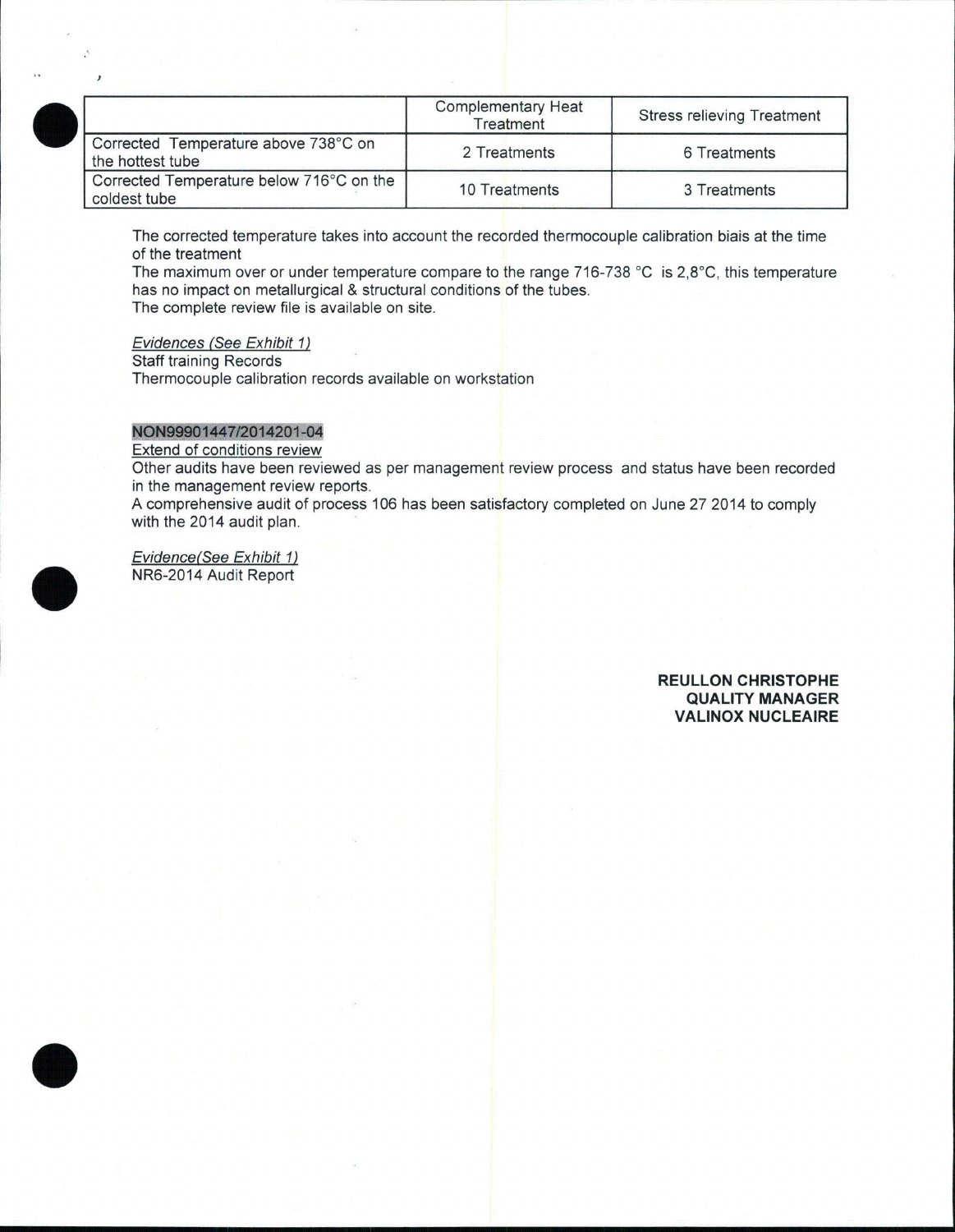| | Complementary Heat Treatment | Stress relieving Treatment |
|---|---|---|
| Corrected Temperature above 738°C on the hottest tube | 2 Treatments | 6 Treatments |
| Corrected Temperature below 716°C on the coldest tube | 10 Treatments | 3 Treatments |

The corrected temperature takes into account the recorded thermocouple calibration biais at the time of the treatment
The maximum over or under temperature compare to the range 716-738 °C is 2,8°C, this temperature has no impact on metallurgical & structural conditions of the tubes.
The complete review file is available on site.

*Evidences (See Exhibit 1)*
Staff training Records
Thermocouple calibration records available on workstation

NON99901447/2014201-04
Extend of conditions review
Other audits have been reviewed as per management review process and status have been recorded in the management review reports.
A comprehensive audit of process 106 has been satisfactory completed on June 27 2014 to comply with the 2014 audit plan.

*Evidence(See Exhibit 1)*
NR6-2014 Audit Report

**REULLON CHRISTOPHE**
**QUALITY MANAGER**
**VALINOX NUCLEAIRE**